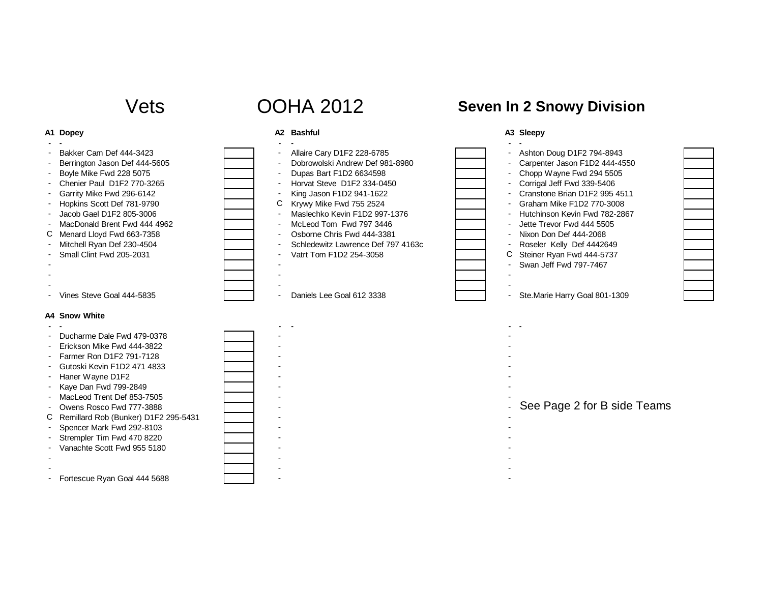# Vets OOHA 2012 **Seven In 2 Snowy Division**

### A1 Dopey

| | Player | |
|---|---|---|
| - | - | |
| - | Bakker Cam Def 444-3423 | |
| - | Berrington Jason Def 444-5605 | |
| - | Boyle Mike Fwd 228 5075 | |
| - | Chenier Paul D1F2 770-3265 | |
| - | Garrity Mike Fwd 296-6142 | |
| - | Hopkins Scott Def 781-9790 | |
| - | Jacob Gael D1F2 805-3006 | |
| - | MacDonald Brent Fwd 444 4962 | |
| C | Menard Lloyd Fwd 663-7358 | |
| - | Mitchell Ryan Def 230-4504 | |
| - | Small Clint Fwd 205-2031 | |
| - | | |
| - | | |
| - | | |
| - | Vines Steve Goal 444-5835 | |

### A2 Bashful

| | Player | |
|---|---|---|
| - | - | |
| - | Allaire Cary D1F2 228-6785 | |
| - | Dobrowolski Andrew Def 981-8980 | |
| - | Dupas Bart F1D2 6634598 | |
| - | Horvat Steve D1F2 334-0450 | |
| - | King Jason F1D2 941-1622 | |
| C | Krywy Mike Fwd 755 2524 | |
| - | Maslechko Kevin F1D2 997-1376 | |
| - | McLeod Tom Fwd 797 3446 | |
| - | Osborne Chris Fwd 444-3381 | |
| - | Schledewitz Lawrence Def 797 4163c | |
| - | Vatrt Tom F1D2 254-3058 | |
| - | | |
| - | | |
| - | | |
| - | Daniels Lee Goal 612 3338 | |

### A3 Sleepy

| | Player | |
|---|---|---|
| - | - | |
| - | Ashton Doug D1F2 794-8943 | |
| - | Carpenter Jason F1D2 444-4550 | |
| - | Chopp Wayne Fwd 294 5505 | |
| - | Corrigal Jeff Fwd 339-5406 | |
| - | Cranstone Brian D1F2 995 4511 | |
| - | Graham Mike F1D2 770-3008 | |
| - | Hutchinson Kevin Fwd 782-2867 | |
| - | Jette Trevor Fwd 444 5505 | |
| - | Nixon Don Def 444-2068 | |
| - | Roseler Kelly Def 4442649 | |
| C | Steiner Ryan Fwd 444-5737 | |
| - | Swan Jeff Fwd 797-7467 | |
| - | | |
| - | | |
| - | Ste.Marie Harry Goal 801-1309 | |

### A4 Snow White

| | Player | |
|---|---|---|
| - | - | |
| - | Ducharme Dale Fwd 479-0378 | |
| - | Erickson Mike Fwd 444-3822 | |
| - | Farmer Ron D1F2 791-7128 | |
| - | Gutoski Kevin F1D2 471 4833 | |
| - | Haner Wayne D1F2 | |
| - | Kaye Dan Fwd 799-2849 | |
| - | MacLeod Trent Def 853-7505 | |
| - | Owens Rosco Fwd 777-3888 | |
| C | Remillard Rob (Bunker) D1F2 295-5431 | |
| - | Spencer Mark Fwd 292-8103 | |
| - | Strempler Tim Fwd 470 8220 | |
| - | Vanachte Scott Fwd 955 5180 | |
| - | | |
| - | | |
| - | Fortescue Ryan Goal 444 5688 | |

See Page 2 for B side Teams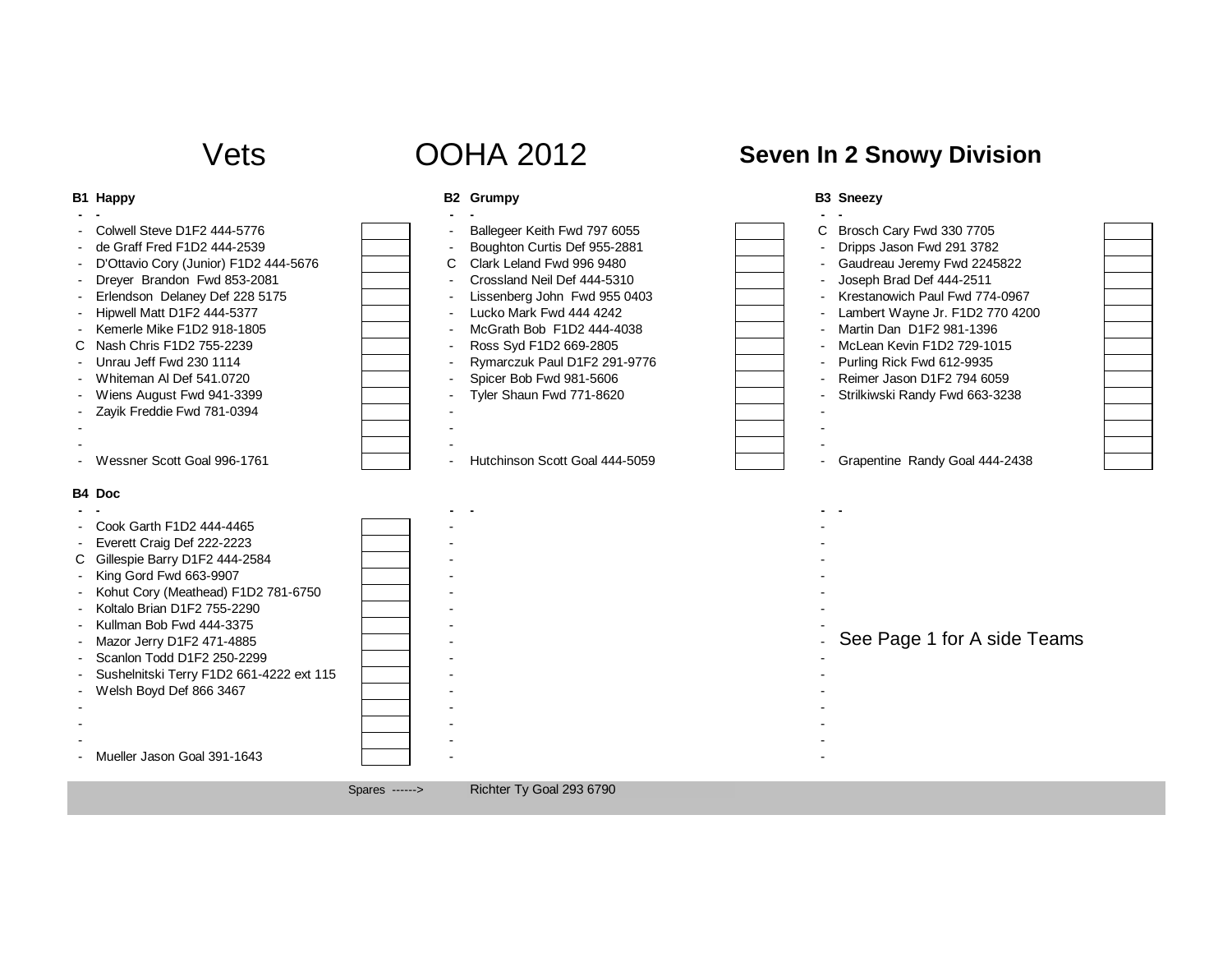# Vets OOHA 2012 Seven In 2 Snowy Division

### B1 Happy

| | | |
|---|---|---|
| - | - | |
| - | Colwell Steve D1F2 444-5776 | |
| - | de Graff Fred F1D2 444-2539 | |
| - | D'Ottavio Cory (Junior) F1D2 444-5676 | |
| - | Dreyer Brandon Fwd 853-2081 | |
| - | Erlendson Delaney Def 228 5175 | |
| - | Hipwell Matt D1F2 444-5377 | |
| - | Kemerle Mike F1D2 918-1805 | |
| C | Nash Chris F1D2 755-2239 | |
| - | Unrau Jeff Fwd 230 1114 | |
| - | Whiteman Al Def 541.0720 | |
| - | Wiens August Fwd 941-3399 | |
| - | Zayik Freddie Fwd 781-0394 | |
| - | | |
| - | | |
| - | Wessner Scott Goal 996-1761 | |

### B2 Grumpy

| | | |
|---|---|---|
| - | - | |
| - | Ballegeer Keith Fwd 797 6055 | |
| - | Boughton Curtis Def 955-2881 | |
| C | Clark Leland Fwd 996 9480 | |
| - | Crossland Neil Def 444-5310 | |
| - | Lissenberg John Fwd 955 0403 | |
| - | Lucko Mark Fwd 444 4242 | |
| - | McGrath Bob F1D2 444-4038 | |
| - | Ross Syd F1D2 669-2805 | |
| - | Rymarczuk Paul D1F2 291-9776 | |
| - | Spicer Bob Fwd 981-5606 | |
| - | Tyler Shaun Fwd 771-8620 | |
| - | | |
| - | | |
| - | | |
| - | Hutchinson Scott Goal 444-5059 | |

### B3 Sneezy

| | | |
|---|---|---|
| - | - | |
| C | Brosch Cary Fwd 330 7705 | |
| - | Dripps Jason Fwd 291 3782 | |
| - | Gaudreau Jeremy Fwd 2245822 | |
| - | Joseph Brad Def 444-2511 | |
| - | Krestanowich Paul Fwd 774-0967 | |
| - | Lambert Wayne Jr. F1D2 770 4200 | |
| - | Martin Dan D1F2 981-1396 | |
| - | McLean Kevin F1D2 729-1015 | |
| - | Purling Rick Fwd 612-9935 | |
| - | Reimer Jason D1F2 794 6059 | |
| - | Strilkiwski Randy Fwd 663-3238 | |
| - | | |
| - | | |
| - | | |
| - | Grapentine Randy Goal 444-2438 | |

### B4 Doc

| | | |
|---|---|---|
| - | - | |
| - | Cook Garth F1D2 444-4465 | |
| - | Everett Craig Def 222-2223 | |
| C | Gillespie Barry D1F2 444-2584 | |
| - | King Gord Fwd 663-9907 | |
| - | Kohut Cory (Meathead) F1D2 781-6750 | |
| - | Koltalo Brian D1F2 755-2290 | |
| - | Kullman Bob Fwd 444-3375 | |
| - | Mazor Jerry D1F2 471-4885 | |
| - | Scanlon Todd D1F2 250-2299 | |
| - | Sushelnitski Terry F1D2 661-4222 ext 115 | |
| - | Welsh Boyd Def 866 3467 | |
| - | | |
| - | | |
| - | | |
| - | Mueller Jason Goal 391-1643 | |

See Page 1 for A side Teams

Spares ------> Richter Ty Goal 293 6790